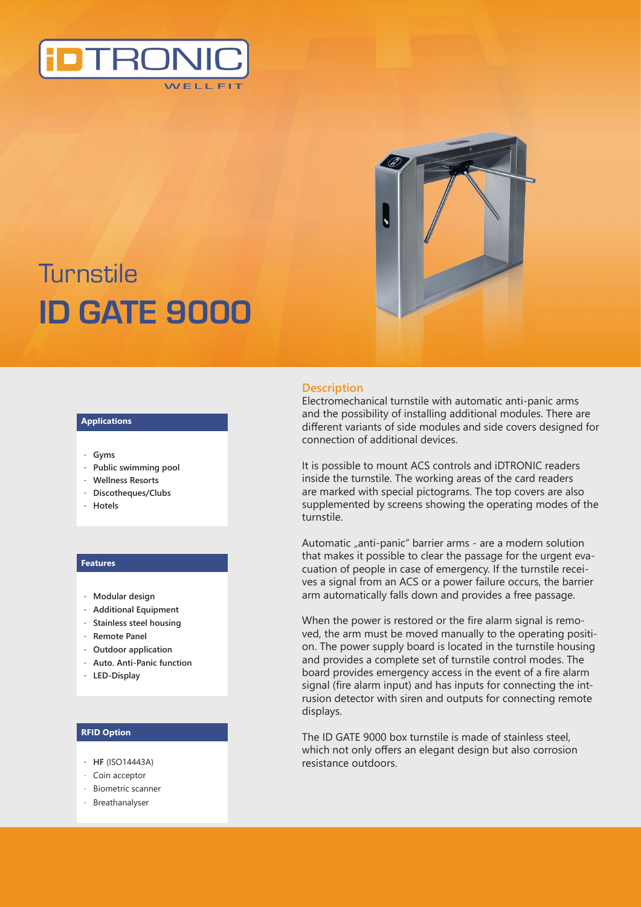iDTRONIC WELL FIT

# Turnstile
# ID GATE 9000

## Description

Electromechanical turnstile with automatic anti-panic arms and the possibility of installing additional modules. There are different variants of side modules and side covers designed for connection of additional devices.

It is possible to mount ACS controls and iDTRONIC readers inside the turnstile. The working areas of the card readers are marked with special pictograms. The top covers are also supplemented by screens showing the operating modes of the turnstile.

Automatic „anti-panic" barrier arms - are a modern solution that makes it possible to clear the passage for the urgent evacuation of people in case of emergency. If the turnstile receives a signal from an ACS or a power failure occurs, the barrier arm automatically falls down and provides a free passage.

When the power is restored or the fire alarm signal is removed, the arm must be moved manually to the operating position. The power supply board is located in the turnstile housing and provides a complete set of turnstile control modes. The board provides emergency access in the event of a fire alarm signal (fire alarm input) and has inputs for connecting the intrusion detector with siren and outputs for connecting remote displays.

The ID GATE 9000 box turnstile is made of stainless steel, which not only offers an elegant design but also corrosion resistance outdoors.

### Applications

- **Gyms**
- **Public swimming pool**
- **Wellness Resorts**
- **Discotheques/Clubs**
- **Hotels**

### Features

- **Modular design**
- **Additional Equipment**
- **Stainless steel housing**
- **Remote Panel**
- **Outdoor application**
- **Auto. Anti-Panic function**
- **LED-Display**

### RFID Option

- **HF** (ISO14443A)
- Coin acceptor
- Biometric scanner
- Breathanalyser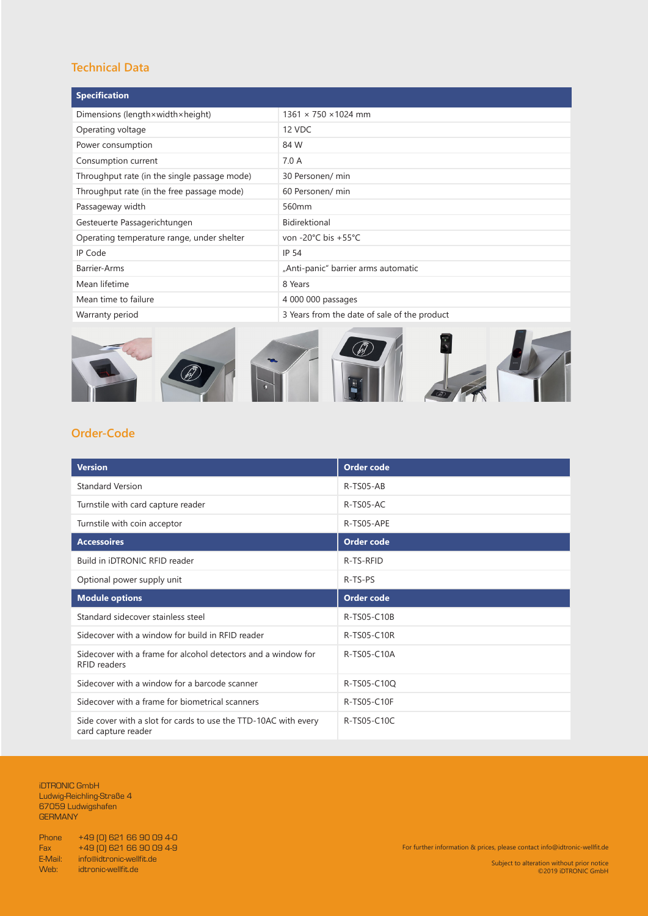## Technical Data

| Specification | |
|---|---|
| Dimensions (length×width×height) | 1361 × 750 ×1024 mm |
| Operating voltage | 12 VDC |
| Power consumption | 84 W |
| Consumption current | 7.0 A |
| Throughput rate (in the single passage mode) | 30 Personen/ min |
| Throughput rate (in the free passage mode) | 60 Personen/ min |
| Passageway width | 560mm |
| Gesteuerte Passagerichtungen | Bidirektional |
| Operating temperature range, under shelter | von -20°C bis +55°C |
| IP Code | IP 54 |
| Barrier-Arms | „Anti-panic" barrier arms automatic |
| Mean lifetime | 8 Years |
| Mean time to failure | 4 000 000 passages |
| Warranty period | 3 Years from the date of sale of the product |

## Order-Code

| Version | Order code |
|---|---|
| Standard Version | R-TS05-AB |
| Turnstile with card capture reader | R-TS05-AC |
| Turnstile with coin acceptor | R-TS05-APE |
| **Accessoires** | **Order code** |
| Build in iDTRONIC RFID reader | R-TS-RFID |
| Optional power supply unit | R-TS-PS |
| **Module options** | **Order code** |
| Standard sidecover stainless steel | R-TS05-C10B |
| Sidecover with a window for build in RFID reader | R-TS05-C10R |
| Sidecover with a frame for alcohol detectors and a window for RFID readers | R-TS05-C10A |
| Sidecover with a window for a barcode scanner | R-TS05-C10Q |
| Sidecover with a frame for biometrical scanners | R-TS05-C10F |
| Side cover with a slot for cards to use the TTD-10AC with every card capture reader | R-TS05-C10C |

iDTRONIC GmbH
Ludwig-Reichling-Straße 4
67059 Ludwigshafen
GERMANY

Phone +49 (0) 621 66 90 09 4-0
Fax +49 (0) 621 66 90 09 4-9
E-Mail: info@idtronic-wellfit.de
Web: idtronic-wellfit.de

For further information & prices, please contact info@idtronic-wellfit.de

Subject to alteration without prior notice
©2019 iDTRONIC GmbH